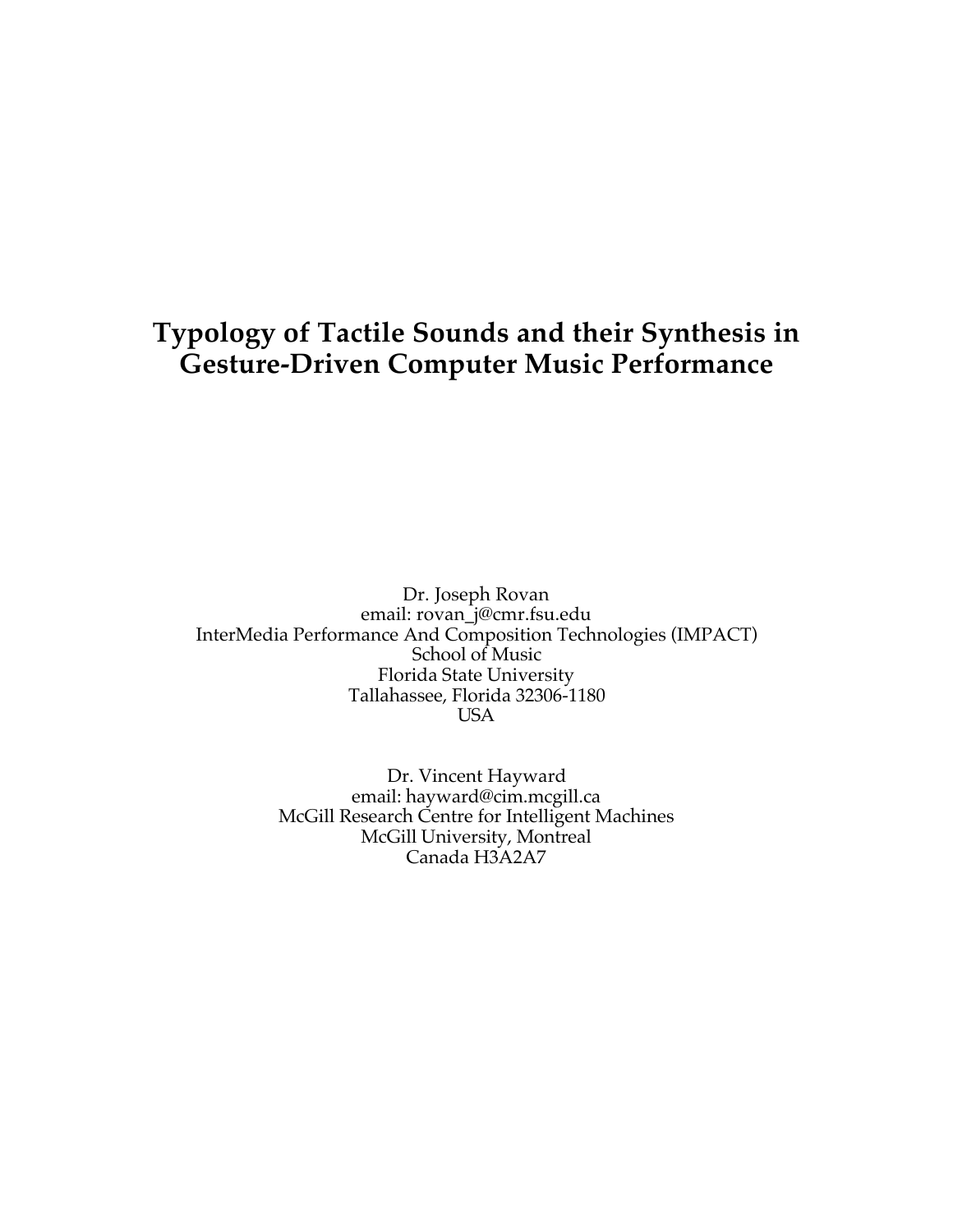# Typology of Tactile Sounds and their Synthesis in Gesture-Driven Computer Music Performance

Dr. Joseph Rovan
email: rovan_j@cmr.fsu.edu
InterMedia Performance And Composition Technologies (IMPACT)
School of Music
Florida State University
Tallahassee, Florida 32306-1180
USA

Dr. Vincent Hayward
email: hayward@cim.mcgill.ca
McGill Research Centre for Intelligent Machines
McGill University, Montreal
Canada H3A2A7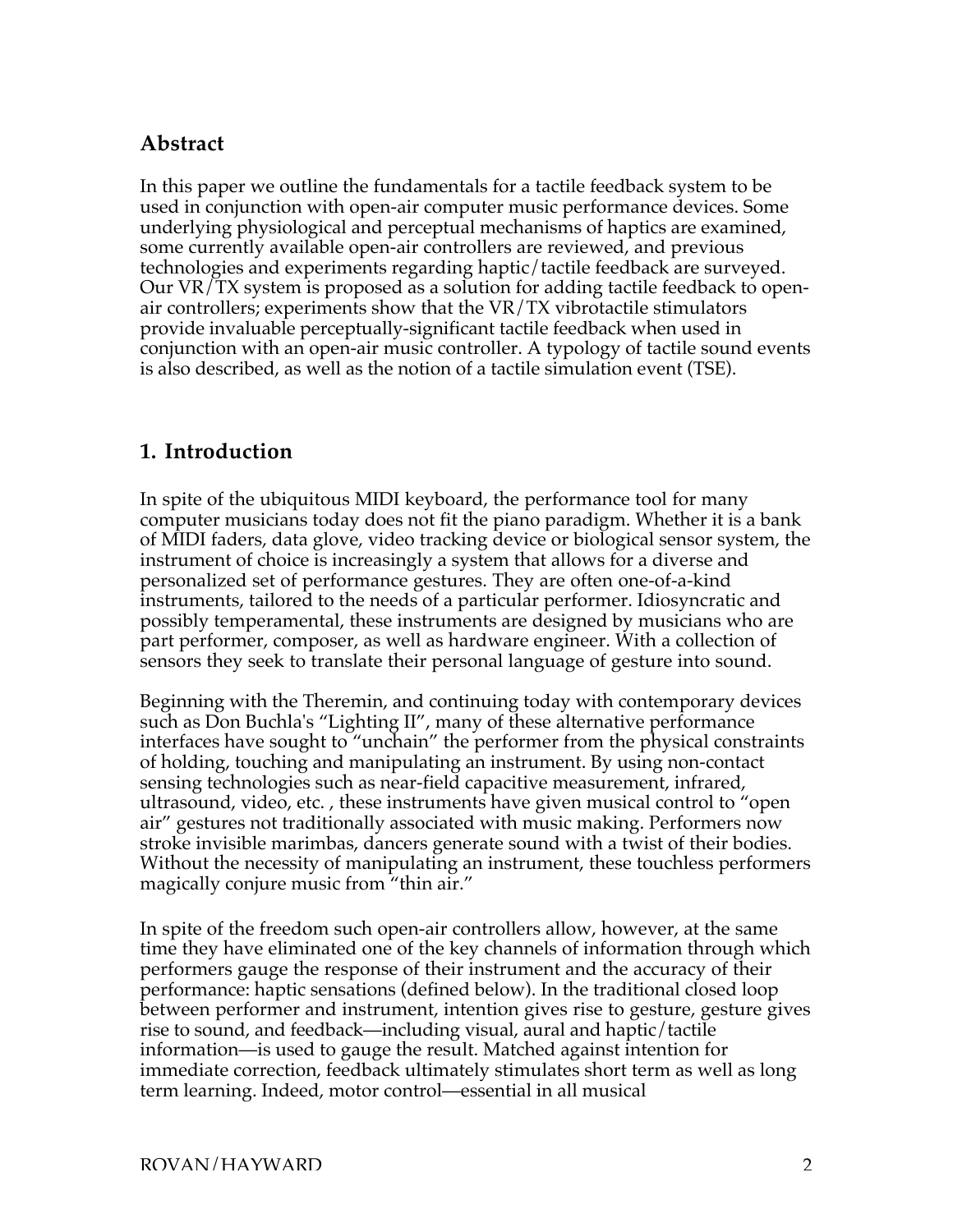## Abstract

In this paper we outline the fundamentals for a tactile feedback system to be used in conjunction with open-air computer music performance devices. Some underlying physiological and perceptual mechanisms of haptics are examined, some currently available open-air controllers are reviewed, and previous technologies and experiments regarding haptic/tactile feedback are surveyed. Our VR/TX system is proposed as a solution for adding tactile feedback to open-air controllers; experiments show that the VR/TX vibrotactile stimulators provide invaluable perceptually-significant tactile feedback when used in conjunction with an open-air music controller. A typology of tactile sound events is also described, as well as the notion of a tactile simulation event (TSE).

## 1. Introduction

In spite of the ubiquitous MIDI keyboard, the performance tool for many computer musicians today does not fit the piano paradigm. Whether it is a bank of MIDI faders, data glove, video tracking device or biological sensor system, the instrument of choice is increasingly a system that allows for a diverse and personalized set of performance gestures. They are often one-of-a-kind instruments, tailored to the needs of a particular performer. Idiosyncratic and possibly temperamental, these instruments are designed by musicians who are part performer, composer, as well as hardware engineer. With a collection of sensors they seek to translate their personal language of gesture into sound.

Beginning with the Theremin, and continuing today with contemporary devices such as Don Buchla's "Lighting II", many of these alternative performance interfaces have sought to "unchain" the performer from the physical constraints of holding, touching and manipulating an instrument. By using non-contact sensing technologies such as near-field capacitive measurement, infrared, ultrasound, video, etc. , these instruments have given musical control to "open air" gestures not traditionally associated with music making. Performers now stroke invisible marimbas, dancers generate sound with a twist of their bodies. Without the necessity of manipulating an instrument, these touchless performers magically conjure music from "thin air."

In spite of the freedom such open-air controllers allow, however, at the same time they have eliminated one of the key channels of information through which performers gauge the response of their instrument and the accuracy of their performance: haptic sensations (defined below). In the traditional closed loop between performer and instrument, intention gives rise to gesture, gesture gives rise to sound, and feedback—including visual, aural and haptic/tactile information—is used to gauge the result. Matched against intention for immediate correction, feedback ultimately stimulates short term as well as long term learning. Indeed, motor control—essential in all musical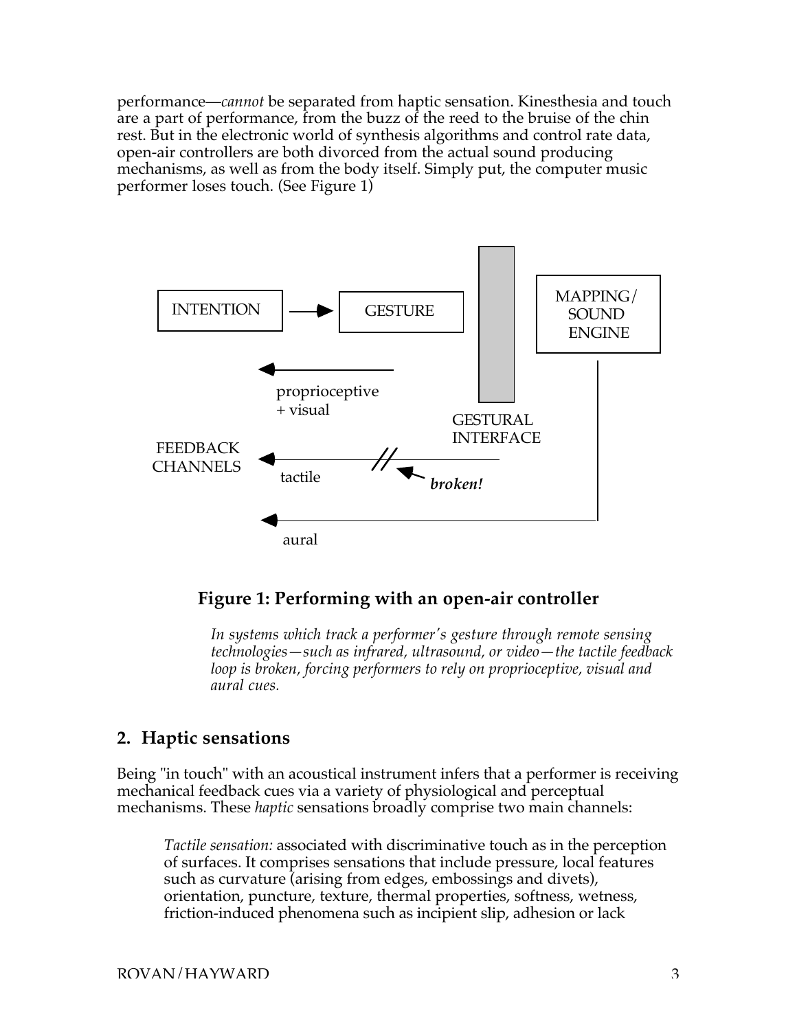performance—*cannot* be separated from haptic sensation. Kinesthesia and touch are a part of performance, from the buzz of the reed to the bruise of the chin rest. But in the electronic world of synthesis algorithms and control rate data, open-air controllers are both divorced from the actual sound producing mechanisms, as well as from the body itself. Simply put, the computer music performer loses touch. (See Figure 1)

**Figure 1: Performing with an open-air controller**

*In systems which track a performer's gesture through remote sensing technologies—such as infrared, ultrasound, or video—the tactile feedback loop is broken, forcing performers to rely on proprioceptive, visual and aural cues.*

## 2. Haptic sensations

Being "in touch" with an acoustical instrument infers that a performer is receiving mechanical feedback cues via a variety of physiological and perceptual mechanisms. These *haptic* sensations broadly comprise two main channels:

> *Tactile sensation:* associated with discriminative touch as in the perception of surfaces. It comprises sensations that include pressure, local features such as curvature (arising from edges, embossings and divets), orientation, puncture, texture, thermal properties, softness, wetness, friction-induced phenomena such as incipient slip, adhesion or lack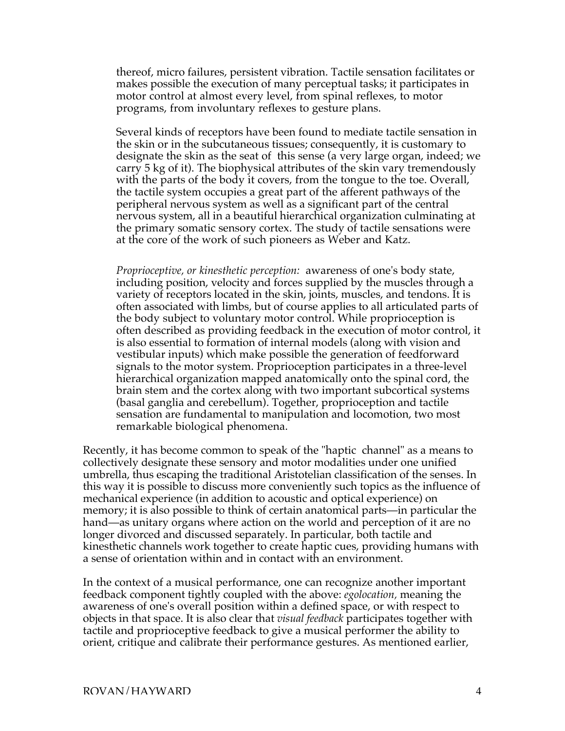thereof, micro failures, persistent vibration. Tactile sensation facilitates or makes possible the execution of many perceptual tasks; it participates in motor control at almost every level, from spinal reflexes, to motor programs, from involuntary reflexes to gesture plans.

Several kinds of receptors have been found to mediate tactile sensation in the skin or in the subcutaneous tissues; consequently, it is customary to designate the skin as the seat of this sense (a very large organ, indeed; we carry 5 kg of it). The biophysical attributes of the skin vary tremendously with the parts of the body it covers, from the tongue to the toe. Overall, the tactile system occupies a great part of the afferent pathways of the peripheral nervous system as well as a significant part of the central nervous system, all in a beautiful hierarchical organization culminating at the primary somatic sensory cortex. The study of tactile sensations were at the core of the work of such pioneers as Weber and Katz.

*Proprioceptive, or kinesthetic perception:* awareness of one's body state, including position, velocity and forces supplied by the muscles through a variety of receptors located in the skin, joints, muscles, and tendons. It is often associated with limbs, but of course applies to all articulated parts of the body subject to voluntary motor control. While proprioception is often described as providing feedback in the execution of motor control, it is also essential to formation of internal models (along with vision and vestibular inputs) which make possible the generation of feedforward signals to the motor system. Proprioception participates in a three-level hierarchical organization mapped anatomically onto the spinal cord, the brain stem and the cortex along with two important subcortical systems (basal ganglia and cerebellum). Together, proprioception and tactile sensation are fundamental to manipulation and locomotion, two most remarkable biological phenomena.

Recently, it has become common to speak of the "haptic channel" as a means to collectively designate these sensory and motor modalities under one unified umbrella, thus escaping the traditional Aristotelian classification of the senses. In this way it is possible to discuss more conveniently such topics as the influence of mechanical experience (in addition to acoustic and optical experience) on memory; it is also possible to think of certain anatomical parts—in particular the hand—as unitary organs where action on the world and perception of it are no longer divorced and discussed separately. In particular, both tactile and kinesthetic channels work together to create haptic cues, providing humans with a sense of orientation within and in contact with an environment.

In the context of a musical performance, one can recognize another important feedback component tightly coupled with the above: *egolocation,* meaning the awareness of one's overall position within a defined space, or with respect to objects in that space. It is also clear that *visual feedback* participates together with tactile and proprioceptive feedback to give a musical performer the ability to orient, critique and calibrate their performance gestures. As mentioned earlier,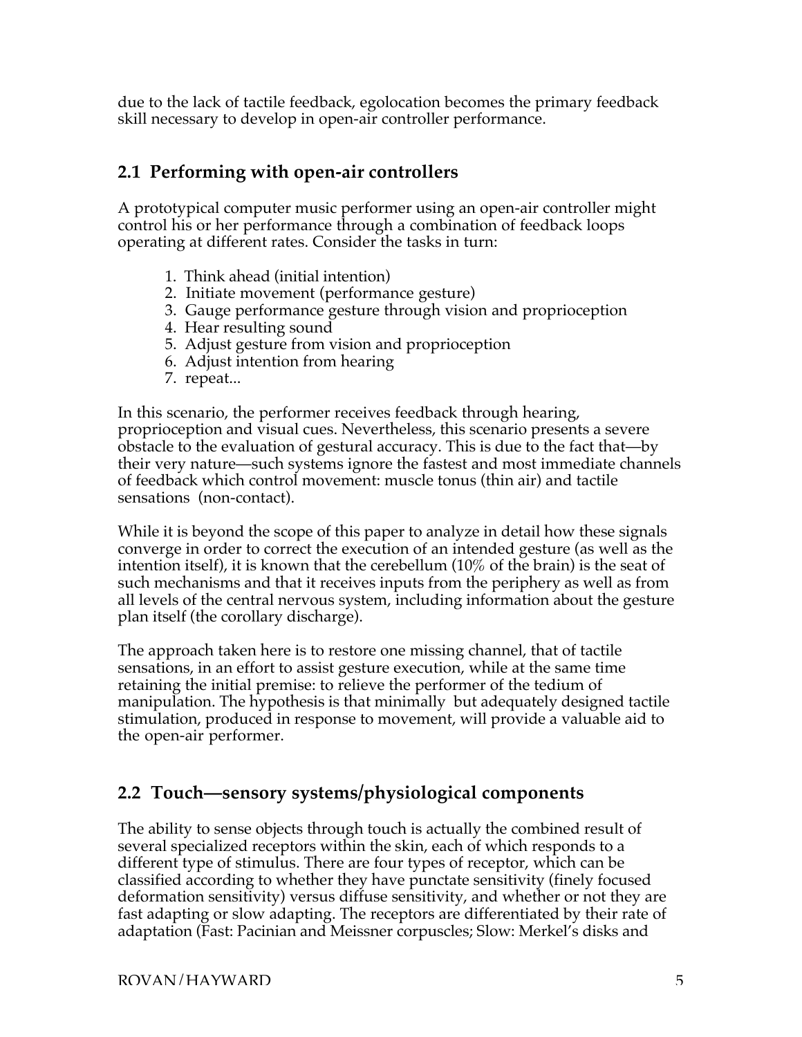due to the lack of tactile feedback, egolocation becomes the primary feedback skill necessary to develop in open-air controller performance.

## 2.1 Performing with open-air controllers

A prototypical computer music performer using an open-air controller might control his or her performance through a combination of feedback loops operating at different rates. Consider the tasks in turn:

1. Think ahead (initial intention)
2. Initiate movement (performance gesture)
3. Gauge performance gesture through vision and proprioception
4. Hear resulting sound
5. Adjust gesture from vision and proprioception
6. Adjust intention from hearing
7. repeat...

In this scenario, the performer receives feedback through hearing, proprioception and visual cues. Nevertheless, this scenario presents a severe obstacle to the evaluation of gestural accuracy. This is due to the fact that—by their very nature—such systems ignore the fastest and most immediate channels of feedback which control movement: muscle tonus (thin air) and tactile sensations (non-contact).

While it is beyond the scope of this paper to analyze in detail how these signals converge in order to correct the execution of an intended gesture (as well as the intention itself), it is known that the cerebellum (10% of the brain) is the seat of such mechanisms and that it receives inputs from the periphery as well as from all levels of the central nervous system, including information about the gesture plan itself (the corollary discharge).

The approach taken here is to restore one missing channel, that of tactile sensations, in an effort to assist gesture execution, while at the same time retaining the initial premise: to relieve the performer of the tedium of manipulation. The hypothesis is that minimally but adequately designed tactile stimulation, produced in response to movement, will provide a valuable aid to the open-air performer.

## 2.2 Touch—sensory systems/physiological components

The ability to sense objects through touch is actually the combined result of several specialized receptors within the skin, each of which responds to a different type of stimulus. There are four types of receptor, which can be classified according to whether they have punctate sensitivity (finely focused deformation sensitivity) versus diffuse sensitivity, and whether or not they are fast adapting or slow adapting. The receptors are differentiated by their rate of adaptation (Fast: Pacinian and Meissner corpuscles; Slow: Merkel's disks and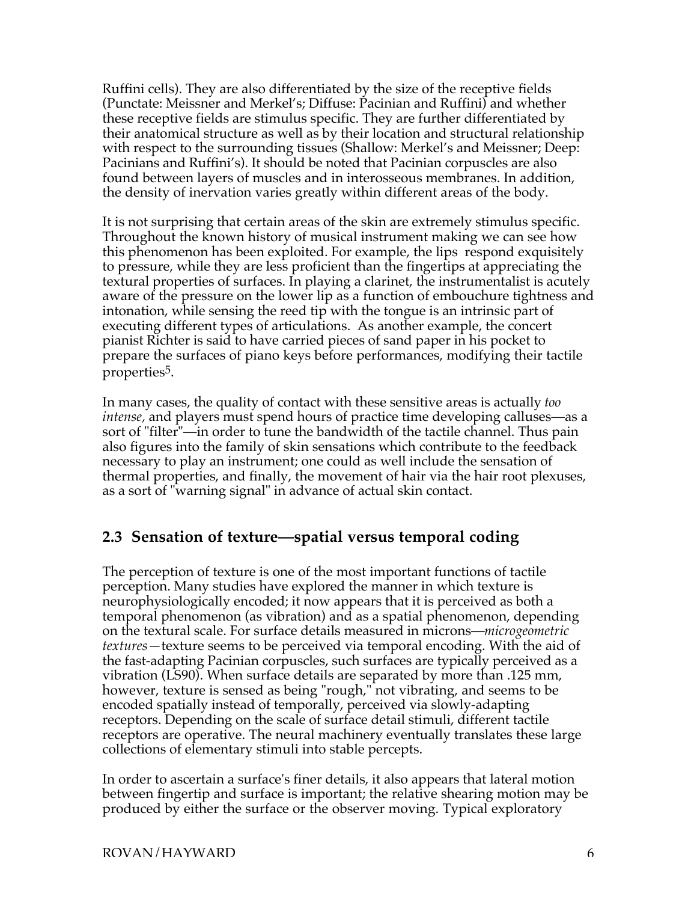Ruffini cells). They are also differentiated by the size of the receptive fields (Punctate: Meissner and Merkel's; Diffuse: Pacinian and Ruffini) and whether these receptive fields are stimulus specific. They are further differentiated by their anatomical structure as well as by their location and structural relationship with respect to the surrounding tissues (Shallow: Merkel's and Meissner; Deep: Pacinians and Ruffini's). It should be noted that Pacinian corpuscles are also found between layers of muscles and in interosseous membranes. In addition, the density of inervation varies greatly within different areas of the body.

It is not surprising that certain areas of the skin are extremely stimulus specific. Throughout the known history of musical instrument making we can see how this phenomenon has been exploited. For example, the lips respond exquisitely to pressure, while they are less proficient than the fingertips at appreciating the textural properties of surfaces. In playing a clarinet, the instrumentalist is acutely aware of the pressure on the lower lip as a function of embouchure tightness and intonation, while sensing the reed tip with the tongue is an intrinsic part of executing different types of articulations. As another example, the concert pianist Richter is said to have carried pieces of sand paper in his pocket to prepare the surfaces of piano keys before performances, modifying their tactile properties[5].

In many cases, the quality of contact with these sensitive areas is actually *too intense,* and players must spend hours of practice time developing calluses—as a sort of "filter"—in order to tune the bandwidth of the tactile channel. Thus pain also figures into the family of skin sensations which contribute to the feedback necessary to play an instrument; one could as well include the sensation of thermal properties, and finally, the movement of hair via the hair root plexuses, as a sort of "warning signal" in advance of actual skin contact.

## 2.3 Sensation of texture—spatial versus temporal coding

The perception of texture is one of the most important functions of tactile perception. Many studies have explored the manner in which texture is neurophysiologically encoded; it now appears that it is perceived as both a temporal phenomenon (as vibration) and as a spatial phenomenon, depending on the textural scale. For surface details measured in microns—*microgeometric textures*—texture seems to be perceived via temporal encoding. With the aid of the fast-adapting Pacinian corpuscles, such surfaces are typically perceived as a vibration (LS90). When surface details are separated by more than .125 mm, however, texture is sensed as being "rough," not vibrating, and seems to be encoded spatially instead of temporally, perceived via slowly-adapting receptors. Depending on the scale of surface detail stimuli, different tactile receptors are operative. The neural machinery eventually translates these large collections of elementary stimuli into stable percepts.

In order to ascertain a surface's finer details, it also appears that lateral motion between fingertip and surface is important; the relative shearing motion may be produced by either the surface or the observer moving. Typical exploratory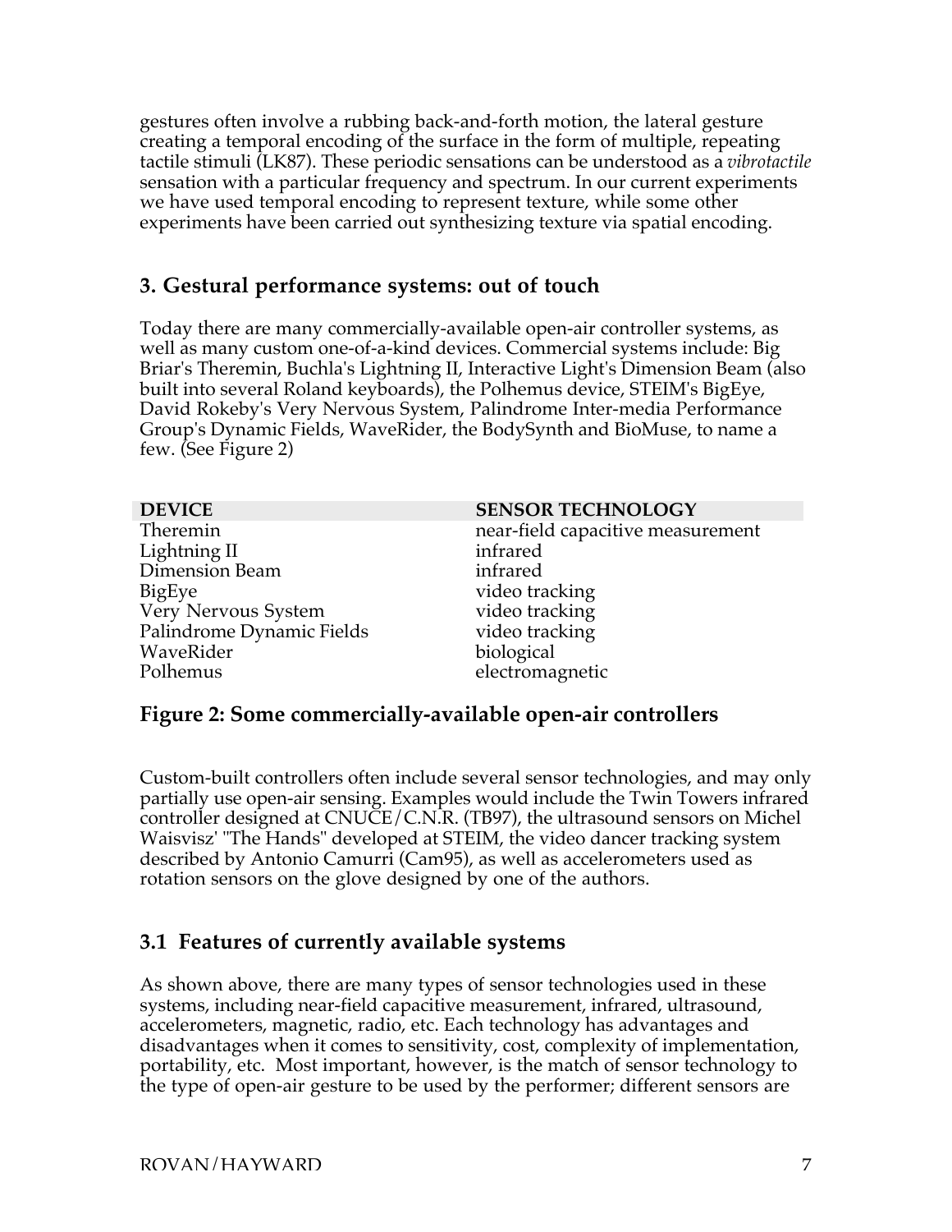gestures often involve a rubbing back-and-forth motion, the lateral gesture creating a temporal encoding of the surface in the form of multiple, repeating tactile stimuli (LK87). These periodic sensations can be understood as a *vibrotactile* sensation with a particular frequency and spectrum. In our current experiments we have used temporal encoding to represent texture, while some other experiments have been carried out synthesizing texture via spatial encoding.

## 3. Gestural performance systems: out of touch

Today there are many commercially-available open-air controller systems, as well as many custom one-of-a-kind devices. Commercial systems include: Big Briar's Theremin, Buchla's Lightning II, Interactive Light's Dimension Beam (also built into several Roland keyboards), the Polhemus device, STEIM's BigEye, David Rokeby's Very Nervous System, Palindrome Inter-media Performance Group's Dynamic Fields, WaveRider, the BodySynth and BioMuse, to name a few. (See Figure 2)

| DEVICE | SENSOR TECHNOLOGY |
|---|---|
| Theremin | near-field capacitive measurement |
| Lightning II | infrared |
| Dimension Beam | infrared |
| BigEye | video tracking |
| Very Nervous System | video tracking |
| Palindrome Dynamic Fields | video tracking |
| WaveRider | biological |
| Polhemus | electromagnetic |

**Figure 2: Some commercially-available open-air controllers**

Custom-built controllers often include several sensor technologies, and may only partially use open-air sensing. Examples would include the Twin Towers infrared controller designed at CNUCE/C.N.R. (TB97), the ultrasound sensors on Michel Waisvisz' "The Hands" developed at STEIM, the video dancer tracking system described by Antonio Camurri (Cam95), as well as accelerometers used as rotation sensors on the glove designed by one of the authors.

### 3.1 Features of currently available systems

As shown above, there are many types of sensor technologies used in these systems, including near-field capacitive measurement, infrared, ultrasound, accelerometers, magnetic, radio, etc. Each technology has advantages and disadvantages when it comes to sensitivity, cost, complexity of implementation, portability, etc. Most important, however, is the match of sensor technology to the type of open-air gesture to be used by the performer; different sensors are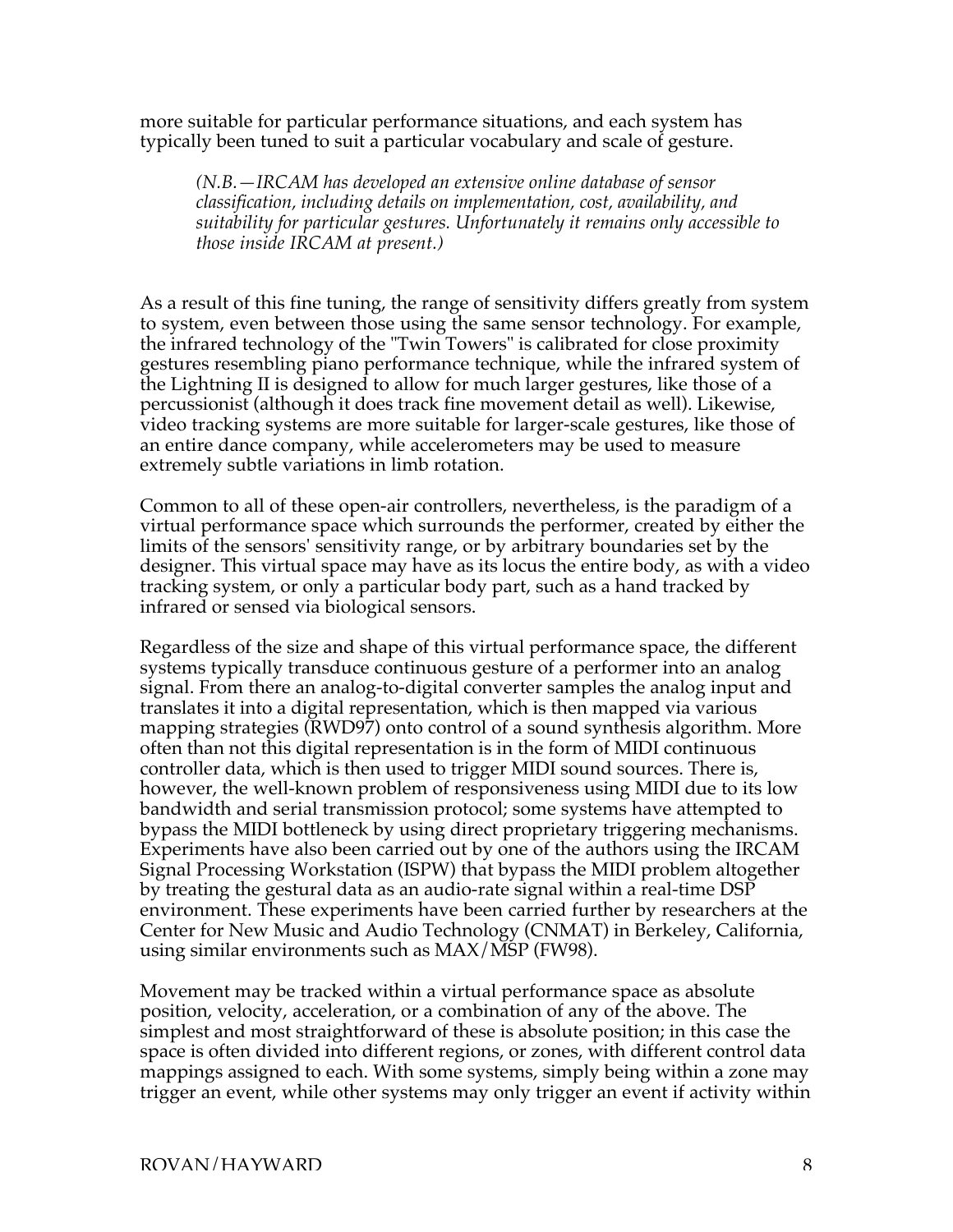more suitable for particular performance situations, and each system has typically been tuned to suit a particular vocabulary and scale of gesture.

> *(N.B.—IRCAM has developed an extensive online database of sensor classification, including details on implementation, cost, availability, and suitability for particular gestures. Unfortunately it remains only accessible to those inside IRCAM at present.)*

As a result of this fine tuning, the range of sensitivity differs greatly from system to system, even between those using the same sensor technology. For example, the infrared technology of the "Twin Towers" is calibrated for close proximity gestures resembling piano performance technique, while the infrared system of the Lightning II is designed to allow for much larger gestures, like those of a percussionist (although it does track fine movement detail as well). Likewise, video tracking systems are more suitable for larger-scale gestures, like those of an entire dance company, while accelerometers may be used to measure extremely subtle variations in limb rotation.

Common to all of these open-air controllers, nevertheless, is the paradigm of a virtual performance space which surrounds the performer, created by either the limits of the sensors' sensitivity range, or by arbitrary boundaries set by the designer. This virtual space may have as its locus the entire body, as with a video tracking system, or only a particular body part, such as a hand tracked by infrared or sensed via biological sensors.

Regardless of the size and shape of this virtual performance space, the different systems typically transduce continuous gesture of a performer into an analog signal. From there an analog-to-digital converter samples the analog input and translates it into a digital representation, which is then mapped via various mapping strategies (RWD97) onto control of a sound synthesis algorithm. More often than not this digital representation is in the form of MIDI continuous controller data, which is then used to trigger MIDI sound sources. There is, however, the well-known problem of responsiveness using MIDI due to its low bandwidth and serial transmission protocol; some systems have attempted to bypass the MIDI bottleneck by using direct proprietary triggering mechanisms. Experiments have also been carried out by one of the authors using the IRCAM Signal Processing Workstation (ISPW) that bypass the MIDI problem altogether by treating the gestural data as an audio-rate signal within a real-time DSP environment. These experiments have been carried further by researchers at the Center for New Music and Audio Technology (CNMAT) in Berkeley, California, using similar environments such as MAX/MSP (FW98).

Movement may be tracked within a virtual performance space as absolute position, velocity, acceleration, or a combination of any of the above. The simplest and most straightforward of these is absolute position; in this case the space is often divided into different regions, or zones, with different control data mappings assigned to each. With some systems, simply being within a zone may trigger an event, while other systems may only trigger an event if activity within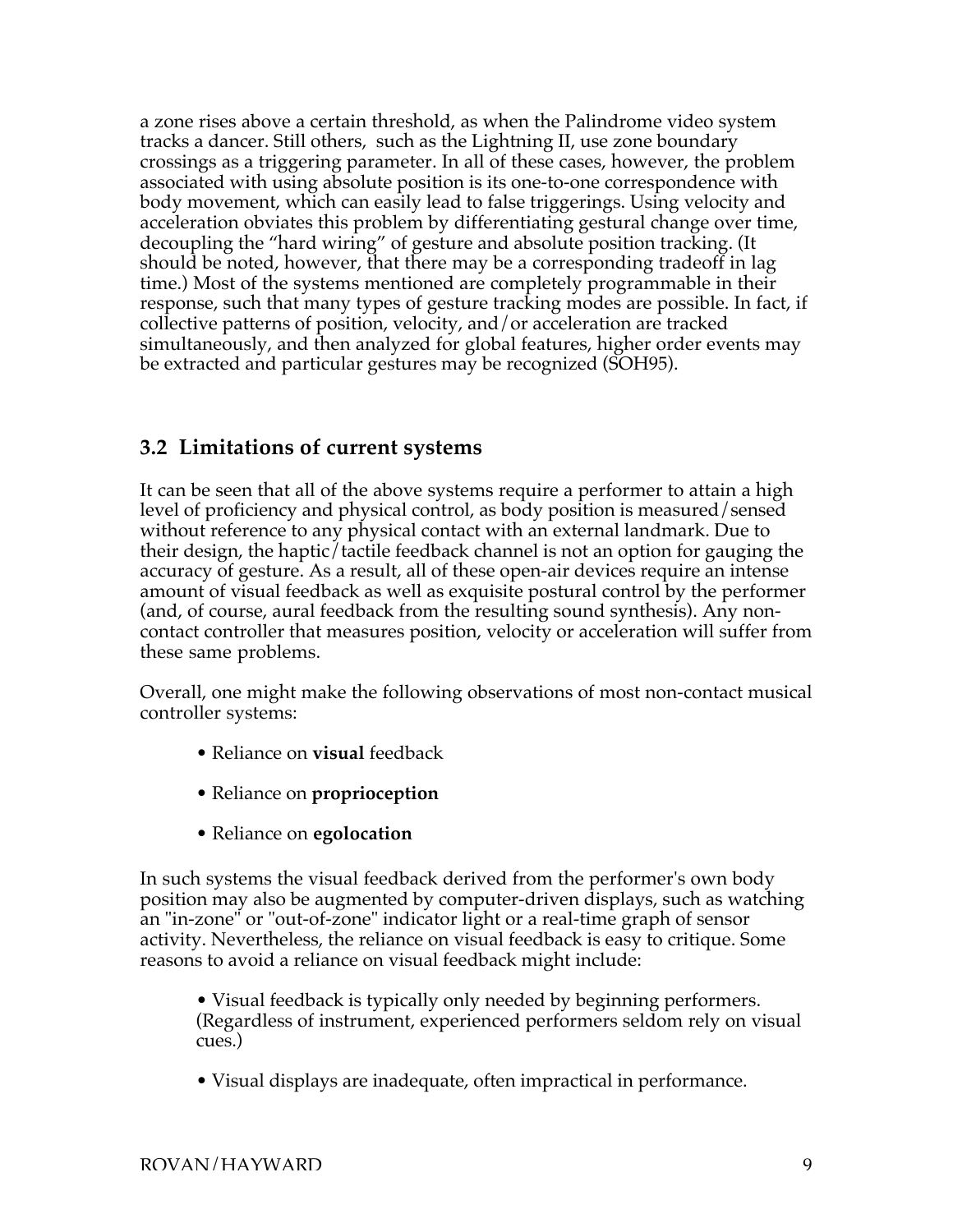a zone rises above a certain threshold, as when the Palindrome video system tracks a dancer. Still others, such as the Lightning II, use zone boundary crossings as a triggering parameter. In all of these cases, however, the problem associated with using absolute position is its one-to-one correspondence with body movement, which can easily lead to false triggerings. Using velocity and acceleration obviates this problem by differentiating gestural change over time, decoupling the "hard wiring" of gesture and absolute position tracking. (It should be noted, however, that there may be a corresponding tradeoff in lag time.) Most of the systems mentioned are completely programmable in their response, such that many types of gesture tracking modes are possible. In fact, if collective patterns of position, velocity, and/or acceleration are tracked simultaneously, and then analyzed for global features, higher order events may be extracted and particular gestures may be recognized (SOH95).

## 3.2 Limitations of current systems

It can be seen that all of the above systems require a performer to attain a high level of proficiency and physical control, as body position is measured/sensed without reference to any physical contact with an external landmark. Due to their design, the haptic/tactile feedback channel is not an option for gauging the accuracy of gesture. As a result, all of these open-air devices require an intense amount of visual feedback as well as exquisite postural control by the performer (and, of course, aural feedback from the resulting sound synthesis). Any non-contact controller that measures position, velocity or acceleration will suffer from these same problems.

Overall, one might make the following observations of most non-contact musical controller systems:

- Reliance on **visual** feedback
- Reliance on **proprioception**
- Reliance on **egolocation**

In such systems the visual feedback derived from the performer's own body position may also be augmented by computer-driven displays, such as watching an "in-zone" or "out-of-zone" indicator light or a real-time graph of sensor activity. Nevertheless, the reliance on visual feedback is easy to critique. Some reasons to avoid a reliance on visual feedback might include:

- Visual feedback is typically only needed by beginning performers. (Regardless of instrument, experienced performers seldom rely on visual cues.)
- Visual displays are inadequate, often impractical in performance.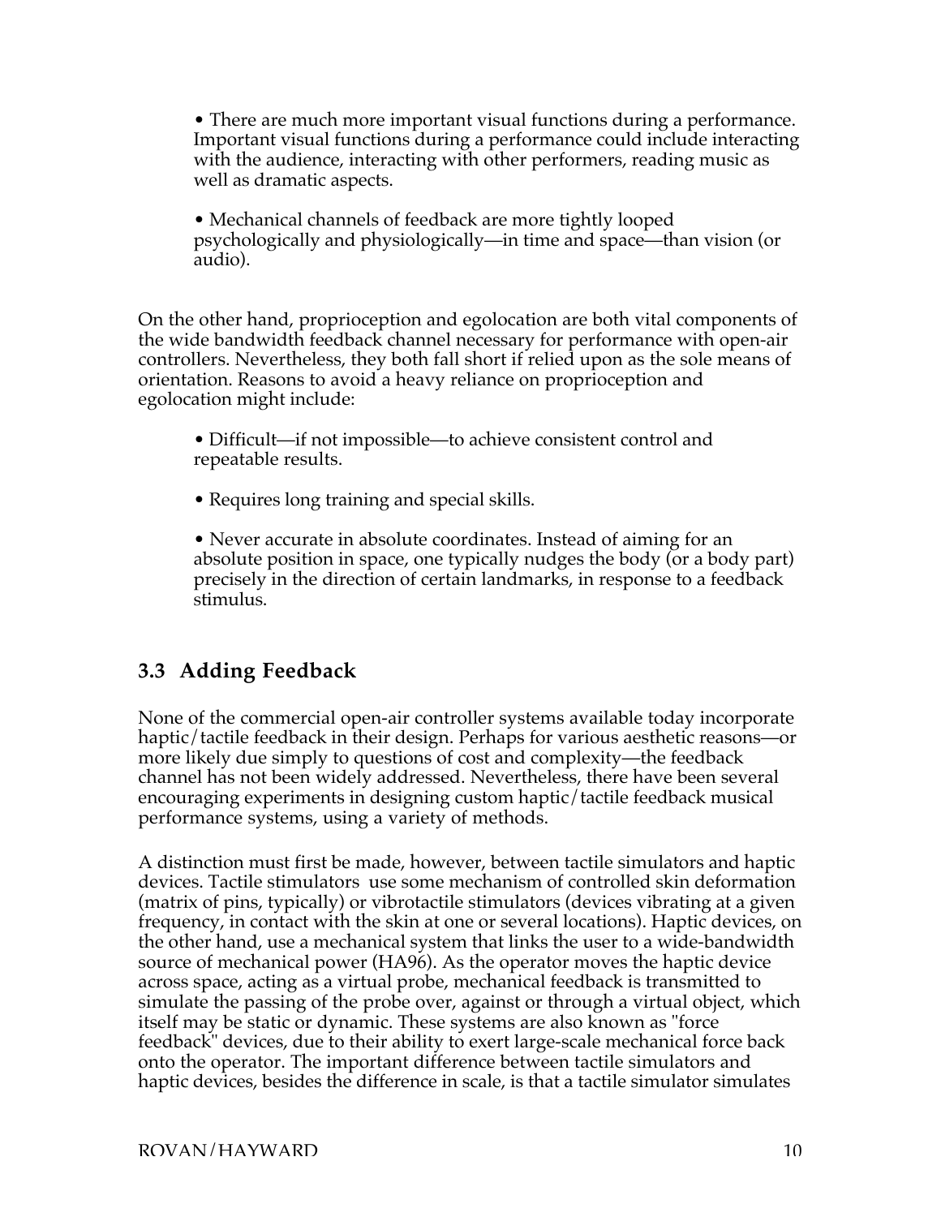- There are much more important visual functions during a performance. Important visual functions during a performance could include interacting with the audience, interacting with other performers, reading music as well as dramatic aspects.

- Mechanical channels of feedback are more tightly looped psychologically and physiologically—in time and space—than vision (or audio).

On the other hand, proprioception and egolocation are both vital components of the wide bandwidth feedback channel necessary for performance with open-air controllers. Nevertheless, they both fall short if relied upon as the sole means of orientation. Reasons to avoid a heavy reliance on proprioception and egolocation might include:

- Difficult—if not impossible—to achieve consistent control and repeatable results.

- Requires long training and special skills.

- Never accurate in absolute coordinates. Instead of aiming for an absolute position in space, one typically nudges the body (or a body part) precisely in the direction of certain landmarks, in response to a feedback stimulus.

## 3.3 Adding Feedback

None of the commercial open-air controller systems available today incorporate haptic/tactile feedback in their design. Perhaps for various aesthetic reasons—or more likely due simply to questions of cost and complexity—the feedback channel has not been widely addressed. Nevertheless, there have been several encouraging experiments in designing custom haptic/tactile feedback musical performance systems, using a variety of methods.

A distinction must first be made, however, between tactile simulators and haptic devices. Tactile stimulators use some mechanism of controlled skin deformation (matrix of pins, typically) or vibrotactile stimulators (devices vibrating at a given frequency, in contact with the skin at one or several locations). Haptic devices, on the other hand, use a mechanical system that links the user to a wide-bandwidth source of mechanical power (HA96). As the operator moves the haptic device across space, acting as a virtual probe, mechanical feedback is transmitted to simulate the passing of the probe over, against or through a virtual object, which itself may be static or dynamic. These systems are also known as "force feedback" devices, due to their ability to exert large-scale mechanical force back onto the operator. The important difference between tactile simulators and haptic devices, besides the difference in scale, is that a tactile simulator simulates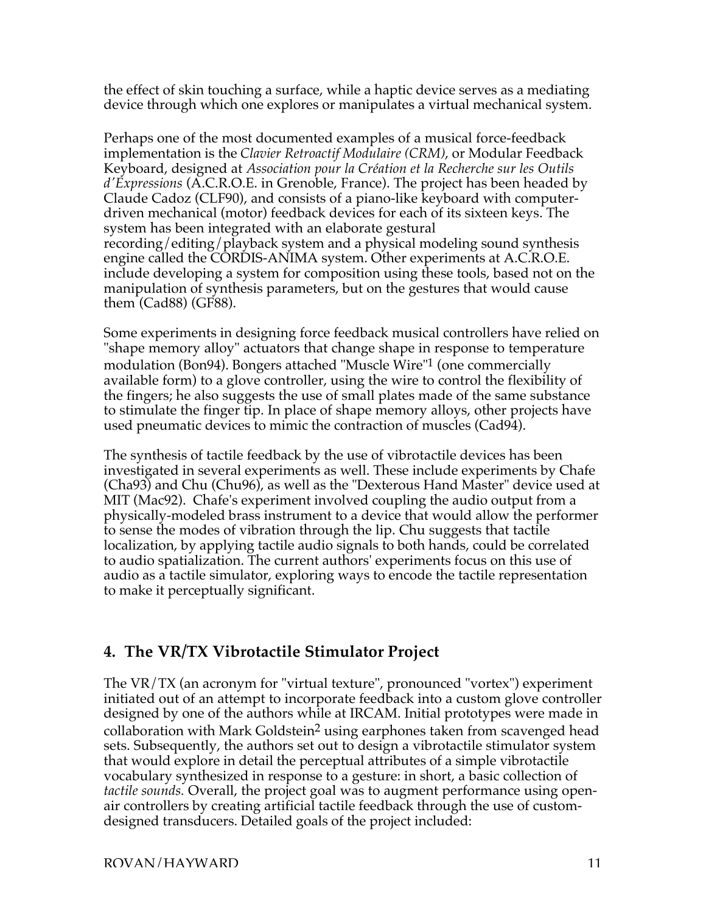the effect of skin touching a surface, while a haptic device serves as a mediating device through which one explores or manipulates a virtual mechanical system.

Perhaps one of the most documented examples of a musical force-feedback implementation is the *Clavier Retroactif Modulaire (CRM)*, or Modular Feedback Keyboard, designed at *Association pour la Création et la Recherche sur les Outils d'Expressions* (A.C.R.O.E. in Grenoble, France). The project has been headed by Claude Cadoz (CLF90), and consists of a piano-like keyboard with computer-driven mechanical (motor) feedback devices for each of its sixteen keys. The system has been integrated with an elaborate gestural recording/editing/playback system and a physical modeling sound synthesis engine called the CORDIS-ANIMA system. Other experiments at A.C.R.O.E. include developing a system for composition using these tools, based not on the manipulation of synthesis parameters, but on the gestures that would cause them (Cad88) (GF88).

Some experiments in designing force feedback musical controllers have relied on "shape memory alloy" actuators that change shape in response to temperature modulation (Bon94). Bongers attached "Muscle Wire"[1] (one commercially available form) to a glove controller, using the wire to control the flexibility of the fingers; he also suggests the use of small plates made of the same substance to stimulate the finger tip. In place of shape memory alloys, other projects have used pneumatic devices to mimic the contraction of muscles (Cad94).

The synthesis of tactile feedback by the use of vibrotactile devices has been investigated in several experiments as well. These include experiments by Chafe (Cha93) and Chu (Chu96), as well as the "Dexterous Hand Master" device used at MIT (Mac92). Chafe's experiment involved coupling the audio output from a physically-modeled brass instrument to a device that would allow the performer to sense the modes of vibration through the lip. Chu suggests that tactile localization, by applying tactile audio signals to both hands, could be correlated to audio spatialization. The current authors' experiments focus on this use of audio as a tactile simulator, exploring ways to encode the tactile representation to make it perceptually significant.

## 4. The VR/TX Vibrotactile Stimulator Project

The VR/TX (an acronym for "virtual texture", pronounced "vortex") experiment initiated out of an attempt to incorporate feedback into a custom glove controller designed by one of the authors while at IRCAM. Initial prototypes were made in collaboration with Mark Goldstein[2] using earphones taken from scavenged head sets. Subsequently, the authors set out to design a vibrotactile stimulator system that would explore in detail the perceptual attributes of a simple vibrotactile vocabulary synthesized in response to a gesture: in short, a basic collection of *tactile sounds.* Overall, the project goal was to augment performance using open-air controllers by creating artificial tactile feedback through the use of custom-designed transducers. Detailed goals of the project included: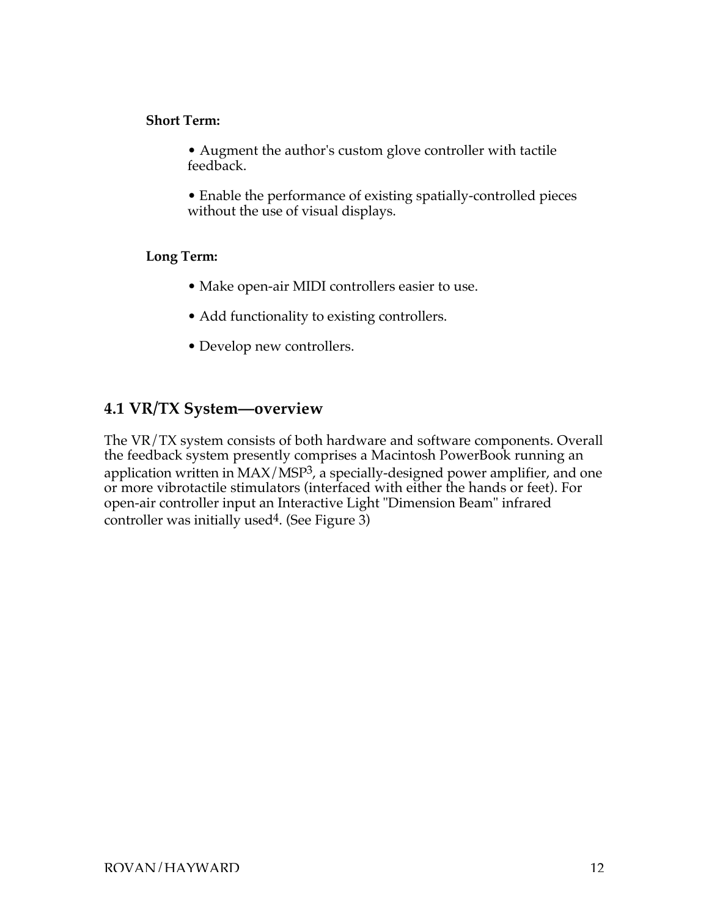**Short Term:**

- Augment the author's custom glove controller with tactile feedback.
- Enable the performance of existing spatially-controlled pieces without the use of visual displays.

**Long Term:**

- Make open-air MIDI controllers easier to use.
- Add functionality to existing controllers.
- Develop new controllers.

## 4.1 VR/TX System—overview

The VR/TX system consists of both hardware and software components. Overall the feedback system presently comprises a Macintosh PowerBook running an application written in MAX/MSP[3], a specially-designed power amplifier, and one or more vibrotactile stimulators (interfaced with either the hands or feet). For open-air controller input an Interactive Light "Dimension Beam" infrared controller was initially used[4]. (See Figure 3)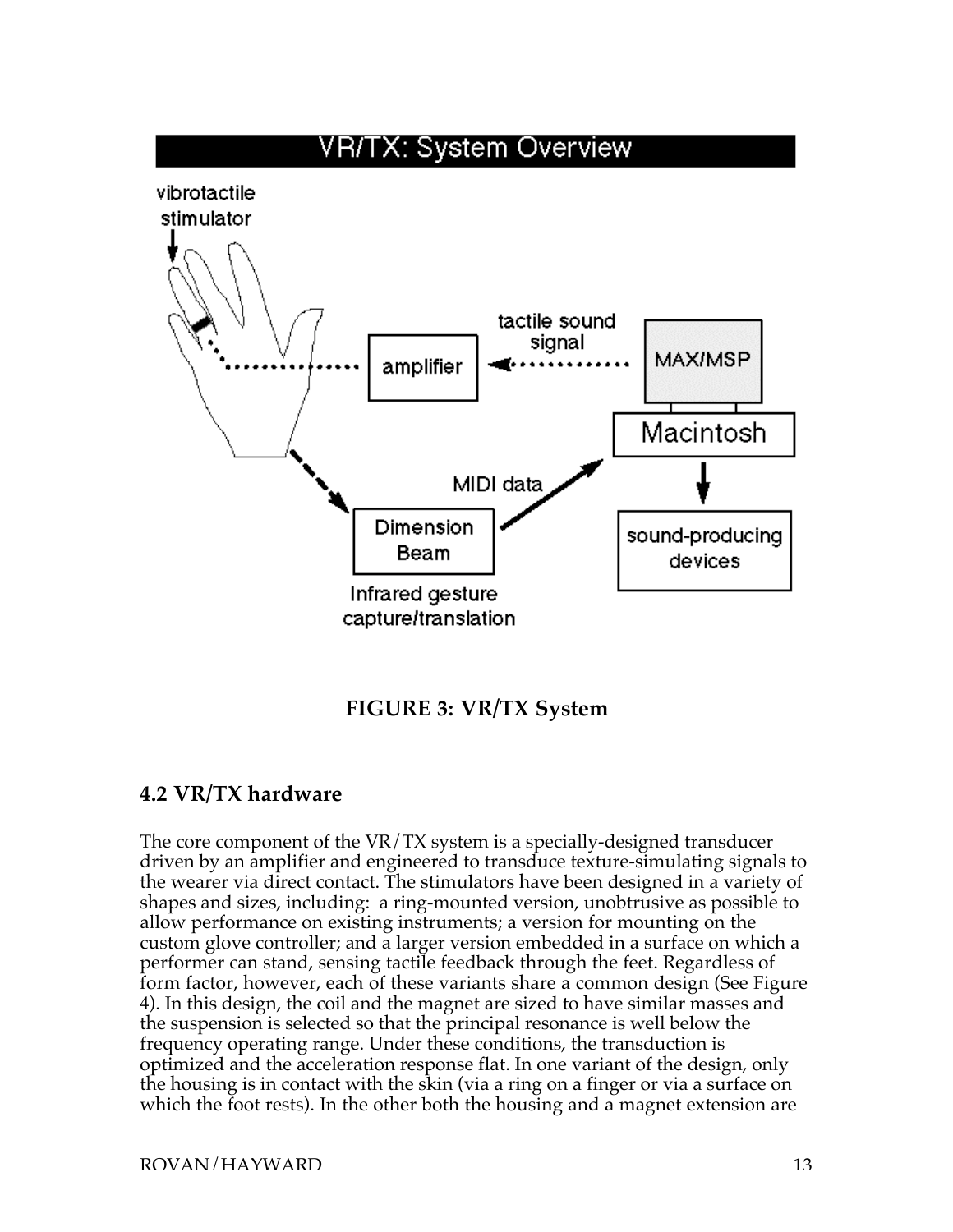**FIGURE 3: VR/TX System**

## 4.2 VR/TX hardware

The core component of the VR/TX system is a specially-designed transducer driven by an amplifier and engineered to transduce texture-simulating signals to the wearer via direct contact. The stimulators have been designed in a variety of shapes and sizes, including: a ring-mounted version, unobtrusive as possible to allow performance on existing instruments; a version for mounting on the custom glove controller; and a larger version embedded in a surface on which a performer can stand, sensing tactile feedback through the feet. Regardless of form factor, however, each of these variants share a common design (See Figure 4). In this design, the coil and the magnet are sized to have similar masses and the suspension is selected so that the principal resonance is well below the frequency operating range. Under these conditions, the transduction is optimized and the acceleration response flat. In one variant of the design, only the housing is in contact with the skin (via a ring on a finger or via a surface on which the foot rests). In the other both the housing and a magnet extension are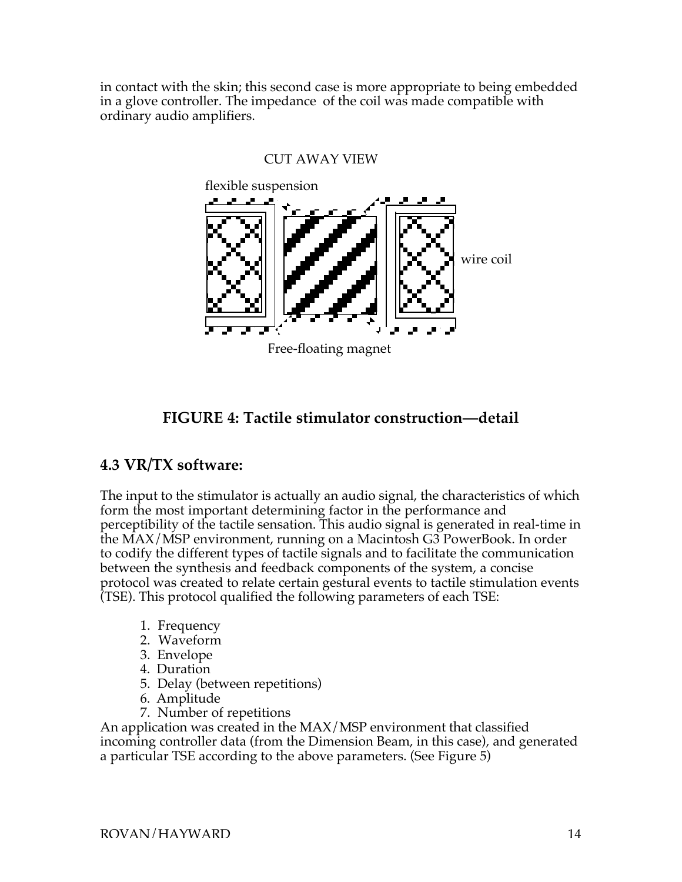in contact with the skin; this second case is more appropriate to being embedded in a glove controller. The impedance of the coil was made compatible with ordinary audio amplifiers.

CUT AWAY VIEW

flexible suspension

wire coil

Free-floating magnet

**FIGURE 4: Tactile stimulator construction—detail**

## 4.3 VR/TX software:

The input to the stimulator is actually an audio signal, the characteristics of which form the most important determining factor in the performance and perceptibility of the tactile sensation. This audio signal is generated in real-time in the MAX/MSP environment, running on a Macintosh G3 PowerBook. In order to codify the different types of tactile signals and to facilitate the communication between the synthesis and feedback components of the system, a concise protocol was created to relate certain gestural events to tactile stimulation events (TSE). This protocol qualified the following parameters of each TSE:

1. Frequency
2. Waveform
3. Envelope
4. Duration
5. Delay (between repetitions)
6. Amplitude
7. Number of repetitions

An application was created in the MAX/MSP environment that classified incoming controller data (from the Dimension Beam, in this case), and generated a particular TSE according to the above parameters. (See Figure 5)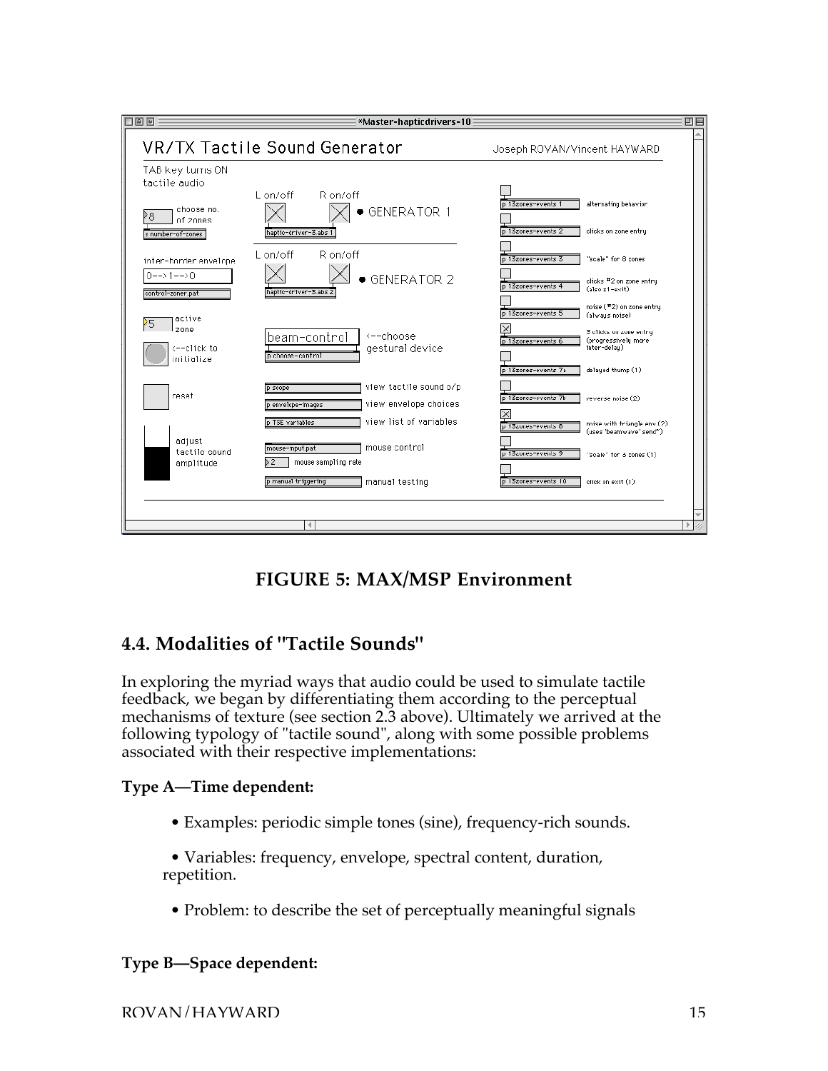**FIGURE 5: MAX/MSP Environment**

## 4.4. Modalities of "Tactile Sounds"

In exploring the myriad ways that audio could be used to simulate tactile feedback, we began by differentiating them according to the perceptual mechanisms of texture (see section 2.3 above). Ultimately we arrived at the following typology of "tactile sound", along with some possible problems associated with their respective implementations:

**Type A—Time dependent:**

- Examples: periodic simple tones (sine), frequency-rich sounds.
- Variables: frequency, envelope, spectral content, duration, repetition.
- Problem: to describe the set of perceptually meaningful signals

**Type B—Space dependent:**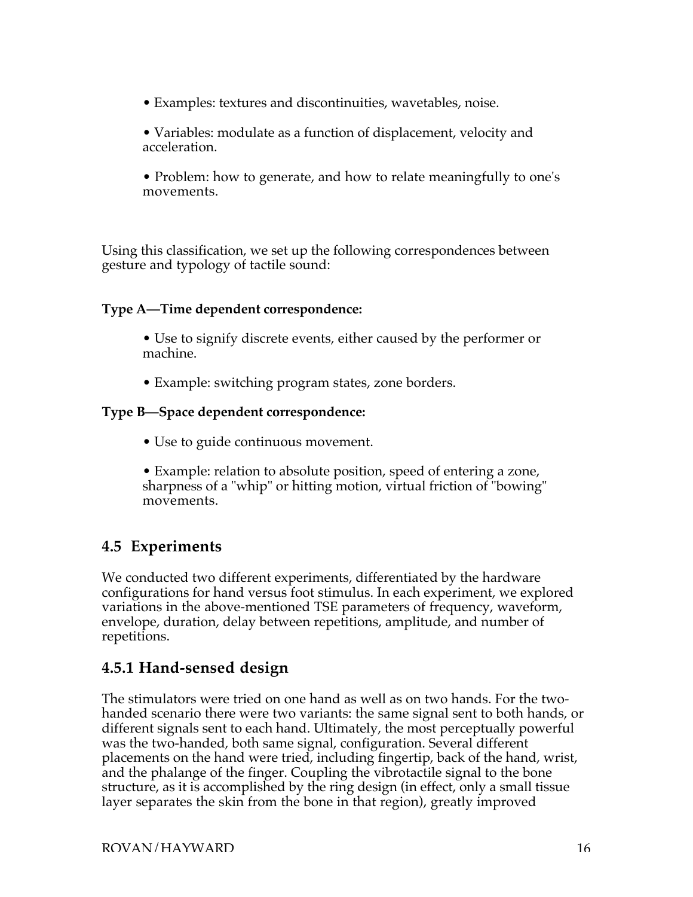- Examples: textures and discontinuities, wavetables, noise.

- Variables: modulate as a function of displacement, velocity and acceleration.

- Problem: how to generate, and how to relate meaningfully to one's movements.

Using this classification, we set up the following correspondences between gesture and typology of tactile sound:

**Type A—Time dependent correspondence:**

- Use to signify discrete events, either caused by the performer or machine.

- Example: switching program states, zone borders.

**Type B—Space dependent correspondence:**

- Use to guide continuous movement.

- Example: relation to absolute position, speed of entering a zone, sharpness of a "whip" or hitting motion, virtual friction of "bowing" movements.

## 4.5 Experiments

We conducted two different experiments, differentiated by the hardware configurations for hand versus foot stimulus. In each experiment, we explored variations in the above-mentioned TSE parameters of frequency, waveform, envelope, duration, delay between repetitions, amplitude, and number of repetitions.

### 4.5.1 Hand-sensed design

The stimulators were tried on one hand as well as on two hands. For the two-handed scenario there were two variants: the same signal sent to both hands, or different signals sent to each hand. Ultimately, the most perceptually powerful was the two-handed, both same signal, configuration. Several different placements on the hand were tried, including fingertip, back of the hand, wrist, and the phalange of the finger. Coupling the vibrotactile signal to the bone structure, as it is accomplished by the ring design (in effect, only a small tissue layer separates the skin from the bone in that region), greatly improved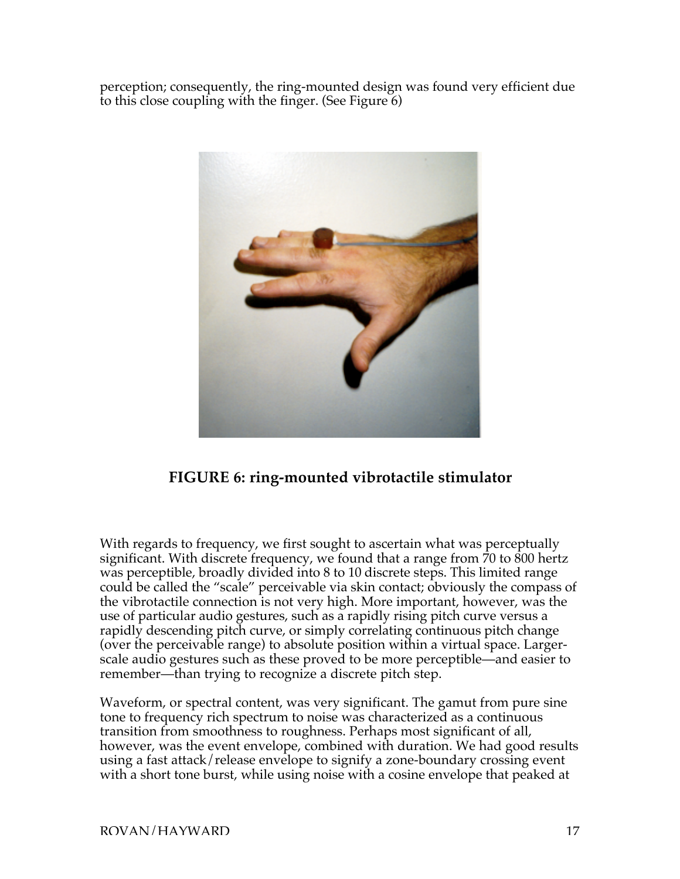perception; consequently, the ring-mounted design was found very efficient due to this close coupling with the finger. (See Figure 6)

**FIGURE 6: ring-mounted vibrotactile stimulator**

With regards to frequency, we first sought to ascertain what was perceptually significant. With discrete frequency, we found that a range from 70 to 800 hertz was perceptible, broadly divided into 8 to 10 discrete steps. This limited range could be called the "scale" perceivable via skin contact; obviously the compass of the vibrotactile connection is not very high. More important, however, was the use of particular audio gestures, such as a rapidly rising pitch curve versus a rapidly descending pitch curve, or simply correlating continuous pitch change (over the perceivable range) to absolute position within a virtual space. Larger-scale audio gestures such as these proved to be more perceptible—and easier to remember—than trying to recognize a discrete pitch step.

Waveform, or spectral content, was very significant. The gamut from pure sine tone to frequency rich spectrum to noise was characterized as a continuous transition from smoothness to roughness. Perhaps most significant of all, however, was the event envelope, combined with duration. We had good results using a fast attack/release envelope to signify a zone-boundary crossing event with a short tone burst, while using noise with a cosine envelope that peaked at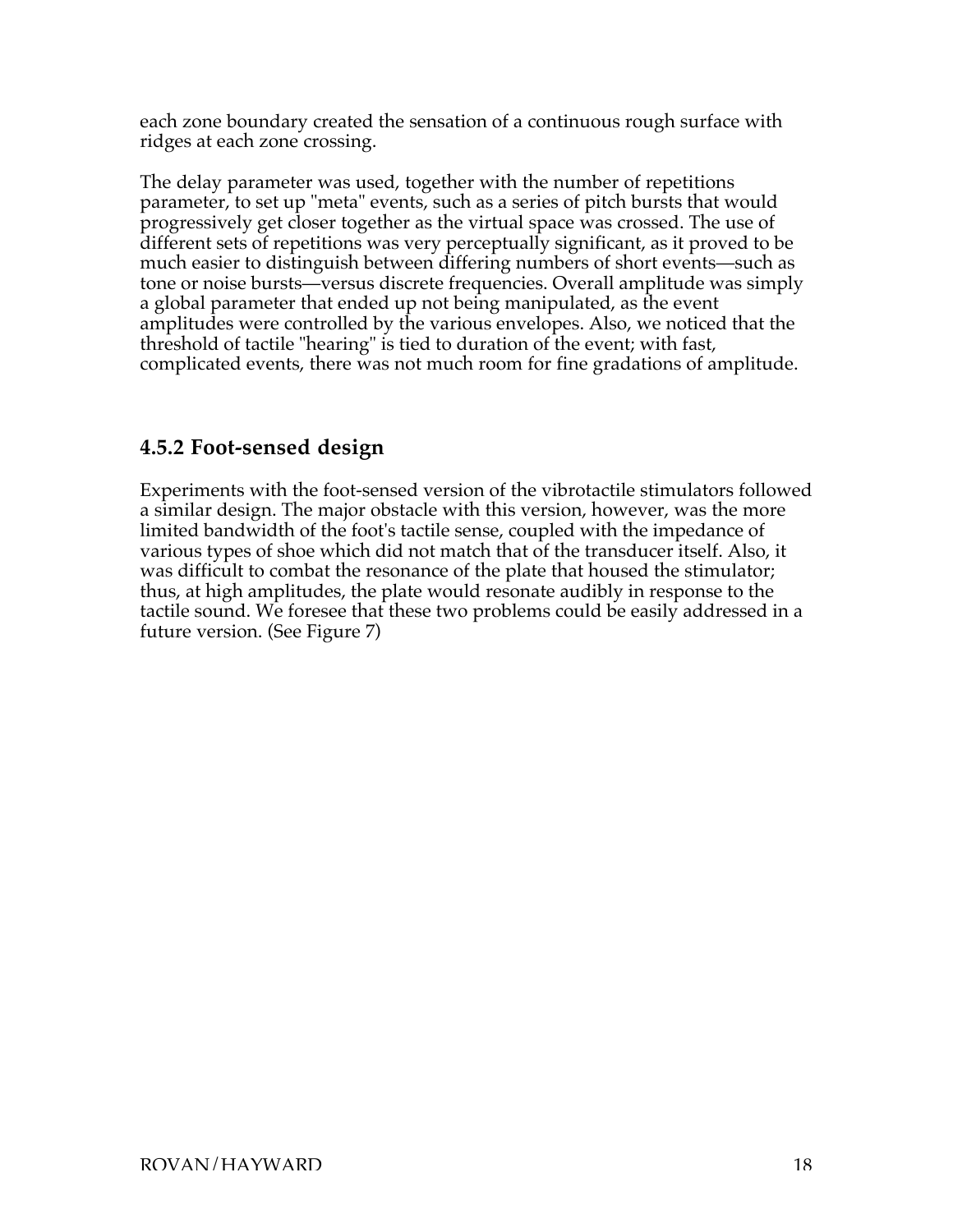each zone boundary created the sensation of a continuous rough surface with ridges at each zone crossing.

The delay parameter was used, together with the number of repetitions parameter, to set up "meta" events, such as a series of pitch bursts that would progressively get closer together as the virtual space was crossed. The use of different sets of repetitions was very perceptually significant, as it proved to be much easier to distinguish between differing numbers of short events—such as tone or noise bursts—versus discrete frequencies. Overall amplitude was simply a global parameter that ended up not being manipulated, as the event amplitudes were controlled by the various envelopes. Also, we noticed that the threshold of tactile "hearing" is tied to duration of the event; with fast, complicated events, there was not much room for fine gradations of amplitude.

### 4.5.2 Foot-sensed design

Experiments with the foot-sensed version of the vibrotactile stimulators followed a similar design. The major obstacle with this version, however, was the more limited bandwidth of the foot's tactile sense, coupled with the impedance of various types of shoe which did not match that of the transducer itself. Also, it was difficult to combat the resonance of the plate that housed the stimulator; thus, at high amplitudes, the plate would resonate audibly in response to the tactile sound. We foresee that these two problems could be easily addressed in a future version. (See Figure 7)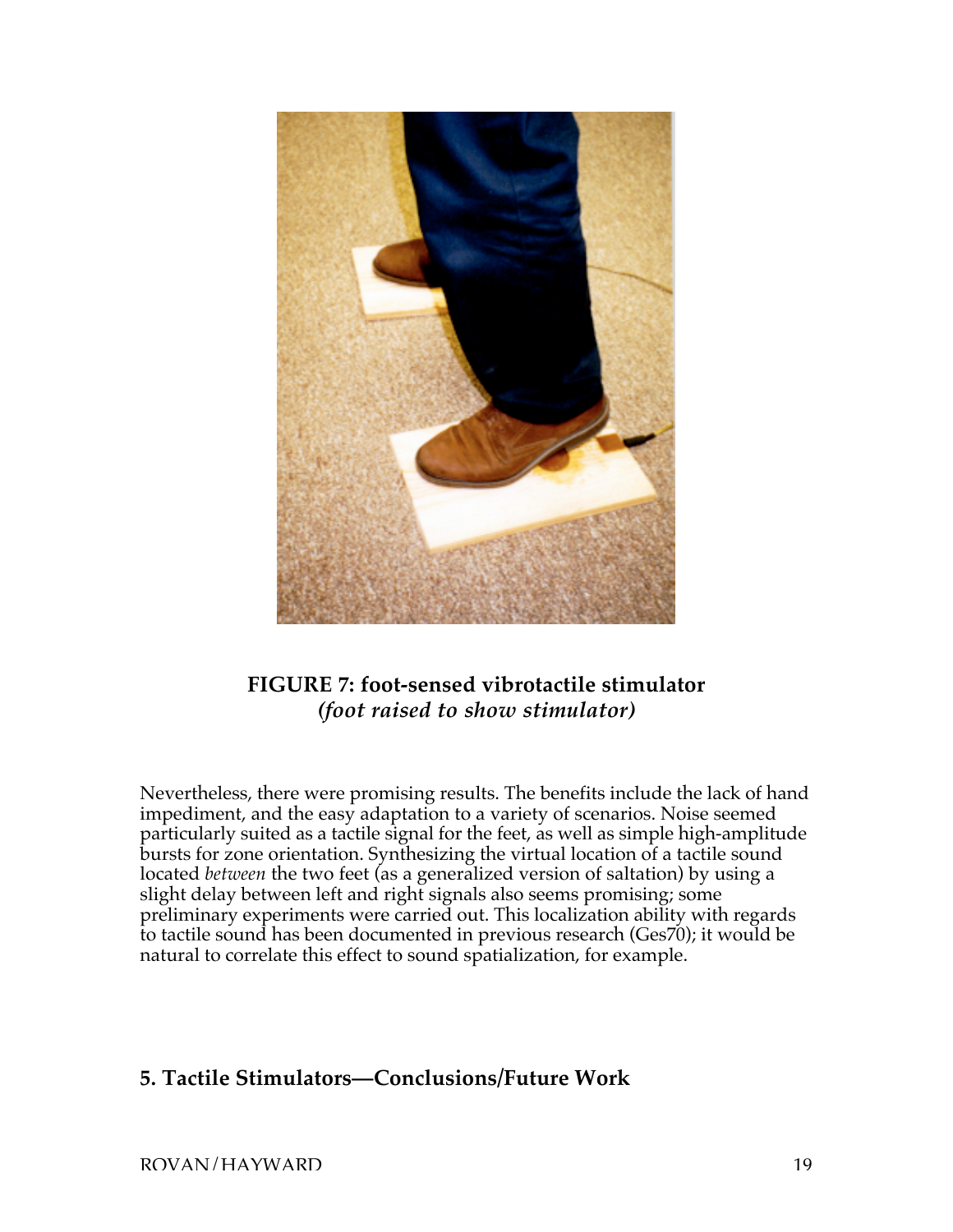**FIGURE 7: foot-sensed vibrotactile stimulator**
***(foot raised to show stimulator)***

Nevertheless, there were promising results. The benefits include the lack of hand impediment, and the easy adaptation to a variety of scenarios. Noise seemed particularly suited as a tactile signal for the feet, as well as simple high-amplitude bursts for zone orientation. Synthesizing the virtual location of a tactile sound located *between* the two feet (as a generalized version of saltation) by using a slight delay between left and right signals also seems promising; some preliminary experiments were carried out. This localization ability with regards to tactile sound has been documented in previous research (Ges70); it would be natural to correlate this effect to sound spatialization, for example.

## 5. Tactile Stimulators—Conclusions/Future Work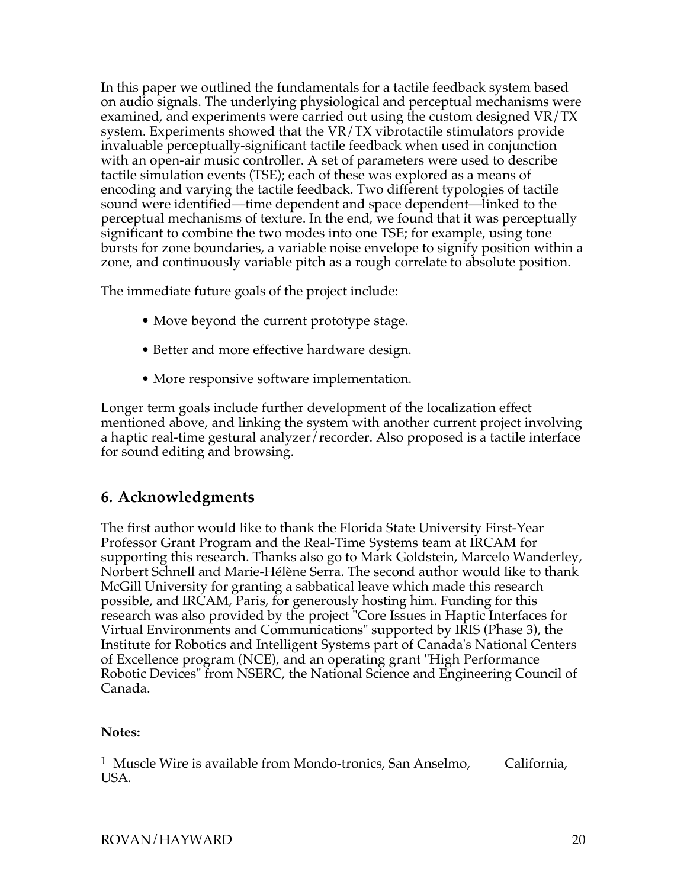In this paper we outlined the fundamentals for a tactile feedback system based on audio signals. The underlying physiological and perceptual mechanisms were examined, and experiments were carried out using the custom designed VR/TX system. Experiments showed that the VR/TX vibrotactile stimulators provide invaluable perceptually-significant tactile feedback when used in conjunction with an open-air music controller. A set of parameters were used to describe tactile simulation events (TSE); each of these was explored as a means of encoding and varying the tactile feedback. Two different typologies of tactile sound were identified—time dependent and space dependent—linked to the perceptual mechanisms of texture. In the end, we found that it was perceptually significant to combine the two modes into one TSE; for example, using tone bursts for zone boundaries, a variable noise envelope to signify position within a zone, and continuously variable pitch as a rough correlate to absolute position.

The immediate future goals of the project include:

- Move beyond the current prototype stage.
- Better and more effective hardware design.
- More responsive software implementation.

Longer term goals include further development of the localization effect mentioned above, and linking the system with another current project involving a haptic real-time gestural analyzer/recorder. Also proposed is a tactile interface for sound editing and browsing.

## 6. Acknowledgments

The first author would like to thank the Florida State University First-Year Professor Grant Program and the Real-Time Systems team at IRCAM for supporting this research. Thanks also go to Mark Goldstein, Marcelo Wanderley, Norbert Schnell and Marie-Hélène Serra. The second author would like to thank McGill University for granting a sabbatical leave which made this research possible, and IRCAM, Paris, for generously hosting him. Funding for this research was also provided by the project "Core Issues in Haptic Interfaces for Virtual Environments and Communications" supported by IRIS (Phase 3), the Institute for Robotics and Intelligent Systems part of Canada's National Centers of Excellence program (NCE), and an operating grant "High Performance Robotic Devices" from NSERC, the National Science and Engineering Council of Canada.

**Notes:**

[1] Muscle Wire is available from Mondo-tronics, San Anselmo, California, USA.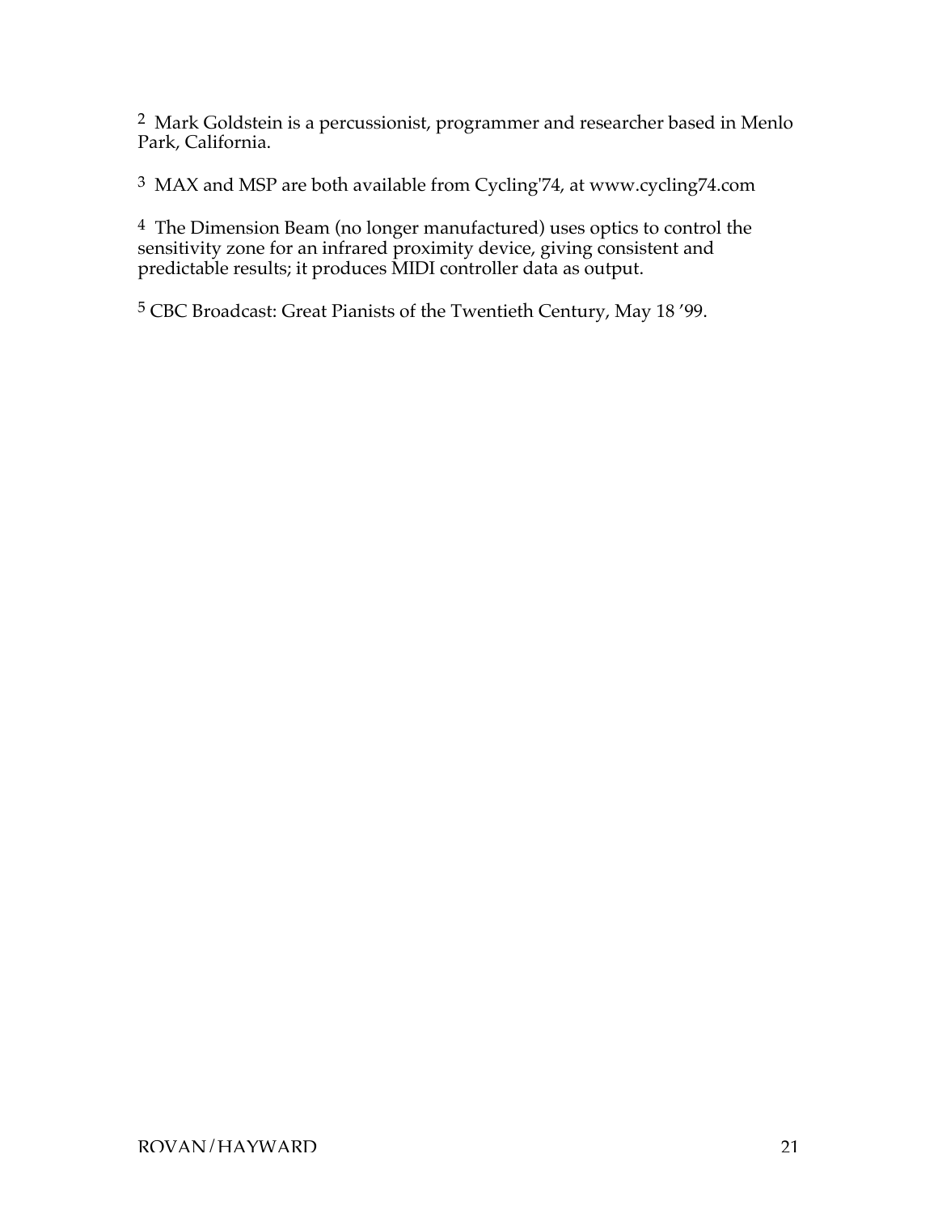[2] Mark Goldstein is a percussionist, programmer and researcher based in Menlo Park, California.

[3] MAX and MSP are both available from Cycling'74, at www.cycling74.com

[4] The Dimension Beam (no longer manufactured) uses optics to control the sensitivity zone for an infrared proximity device, giving consistent and predictable results; it produces MIDI controller data as output.

[5] CBC Broadcast: Great Pianists of the Twentieth Century, May 18 '99.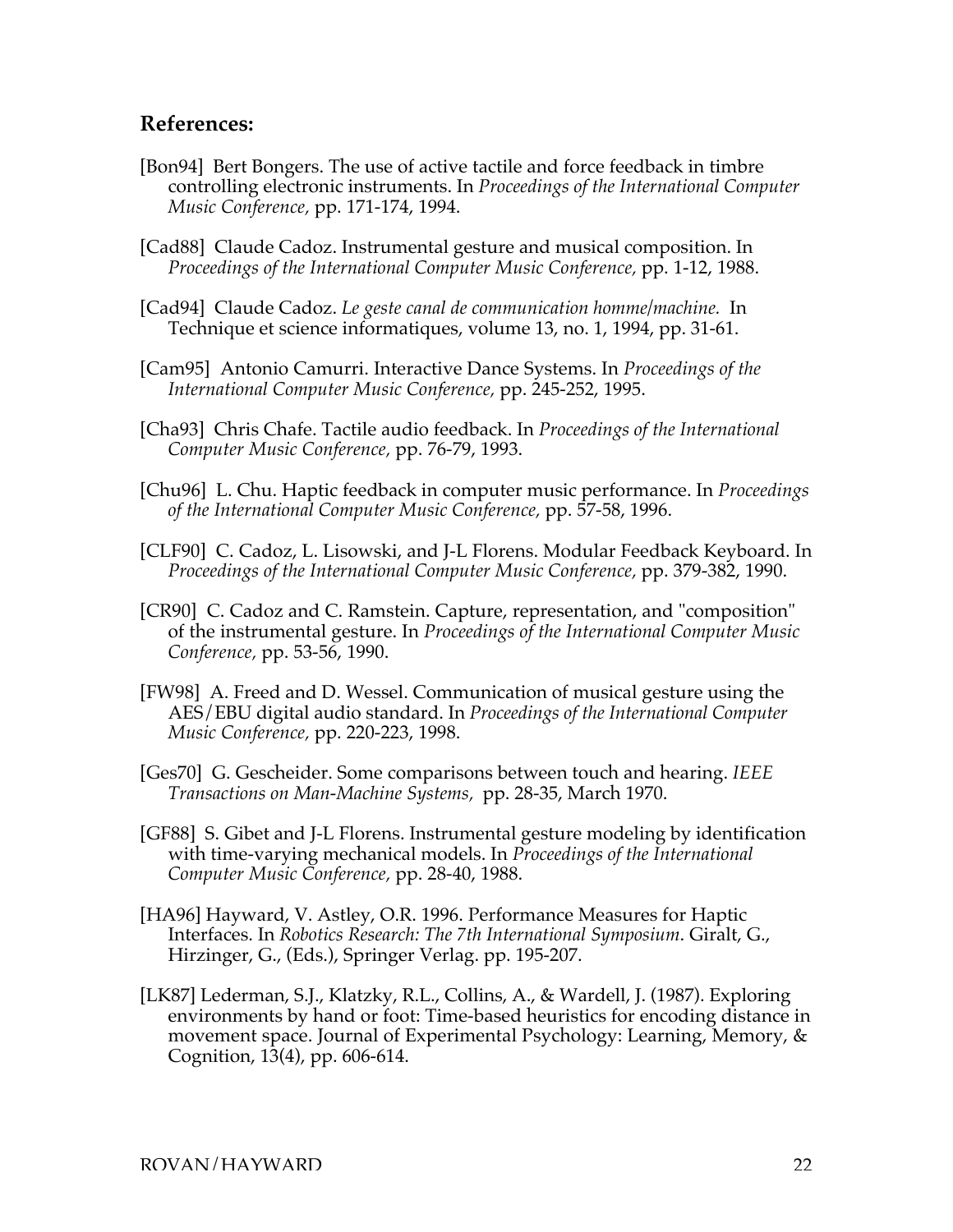## References:

[Bon94] Bert Bongers. The use of active tactile and force feedback in timbre controlling electronic instruments. In *Proceedings of the International Computer Music Conference,* pp. 171-174, 1994.

[Cad88] Claude Cadoz. Instrumental gesture and musical composition. In *Proceedings of the International Computer Music Conference,* pp. 1-12, 1988.

[Cad94] Claude Cadoz. *Le geste canal de communication homme/machine.* In Technique et science informatiques, volume 13, no. 1, 1994, pp. 31-61.

[Cam95] Antonio Camurri. Interactive Dance Systems. In *Proceedings of the International Computer Music Conference,* pp. 245-252, 1995.

[Cha93] Chris Chafe. Tactile audio feedback. In *Proceedings of the International Computer Music Conference,* pp. 76-79, 1993.

[Chu96] L. Chu. Haptic feedback in computer music performance. In *Proceedings of the International Computer Music Conference,* pp. 57-58, 1996.

[CLF90] C. Cadoz, L. Lisowski, and J-L Florens. Modular Feedback Keyboard. In *Proceedings of the International Computer Music Conference,* pp. 379-382, 1990.

[CR90] C. Cadoz and C. Ramstein. Capture, representation, and "composition" of the instrumental gesture. In *Proceedings of the International Computer Music Conference,* pp. 53-56, 1990.

[FW98] A. Freed and D. Wessel. Communication of musical gesture using the AES/EBU digital audio standard. In *Proceedings of the International Computer Music Conference,* pp. 220-223, 1998.

[Ges70] G. Gescheider. Some comparisons between touch and hearing. *IEEE Transactions on Man-Machine Systems,* pp. 28-35, March 1970.

[GF88] S. Gibet and J-L Florens. Instrumental gesture modeling by identification with time-varying mechanical models. In *Proceedings of the International Computer Music Conference,* pp. 28-40, 1988.

[HA96] Hayward, V. Astley, O.R. 1996. Performance Measures for Haptic Interfaces. In *Robotics Research: The 7th International Symposium*. Giralt, G., Hirzinger, G., (Eds.), Springer Verlag. pp. 195-207.

[LK87] Lederman, S.J., Klatzky, R.L., Collins, A., & Wardell, J. (1987). Exploring environments by hand or foot: Time-based heuristics for encoding distance in movement space. Journal of Experimental Psychology: Learning, Memory, & Cognition, 13(4), pp. 606-614.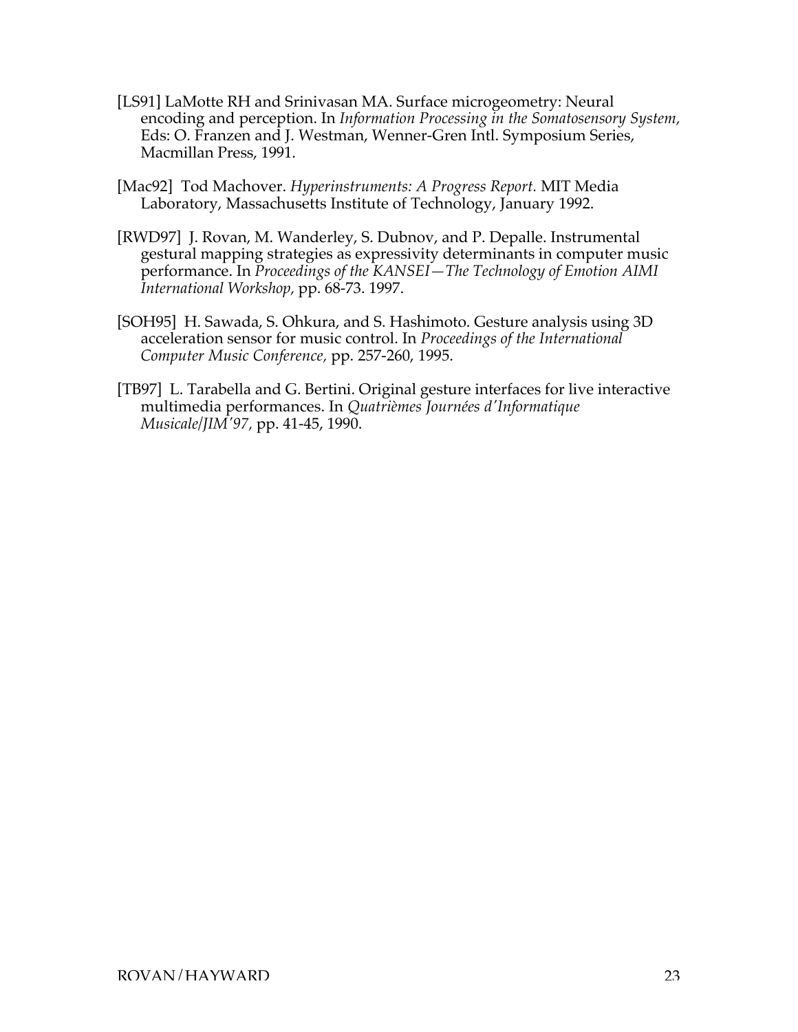[LS91] LaMotte RH and Srinivasan MA. Surface microgeometry: Neural encoding and perception. In *Information Processing in the Somatosensory System,* Eds: O. Franzen and J. Westman, Wenner-Gren Intl. Symposium Series, Macmillan Press, 1991.

[Mac92] Tod Machover. *Hyperinstruments: A Progress Report.* MIT Media Laboratory, Massachusetts Institute of Technology, January 1992.

[RWD97] J. Rovan, M. Wanderley, S. Dubnov, and P. Depalle. Instrumental gestural mapping strategies as expressivity determinants in computer music performance. In *Proceedings of the KANSEI—The Technology of Emotion AIMI International Workshop,* pp. 68-73. 1997.

[SOH95] H. Sawada, S. Ohkura, and S. Hashimoto. Gesture analysis using 3D acceleration sensor for music control. In *Proceedings of the International Computer Music Conference,* pp. 257-260, 1995.

[TB97] L. Tarabella and G. Bertini. Original gesture interfaces for live interactive multimedia performances. In *Quatrièmes Journées d'Informatique Musicale/JIM'97,* pp. 41-45, 1990.